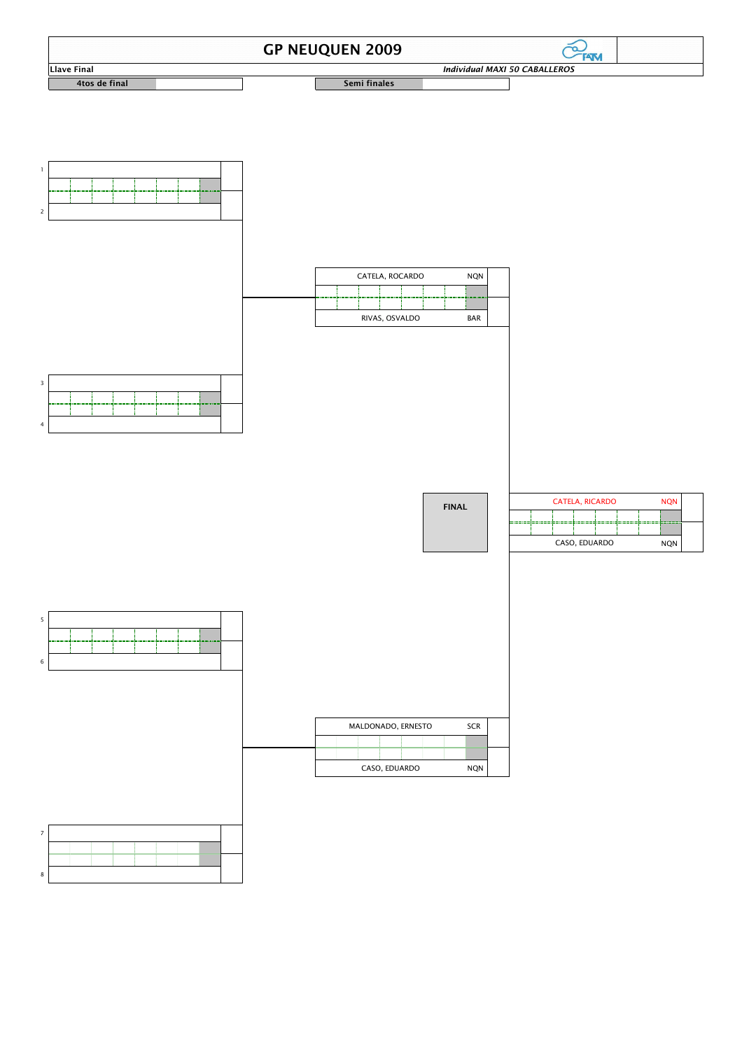# GP NEUQUEN 2009

**Llave Final** — *Individual MAXI 50 CABALLEROS*

## 4tos de final

| # | Jugador |
|---|---|
| 1 | |
| 2 | |
| 3 | |
| 4 | |
| 5 | |
| 6 | |
| 7 | |
| 8 | |

## Semi finales

| Jugador | Asociación |
|---|---|
| CATELA, ROCARDO | NQN |
| RIVAS, OSVALDO | BAR |

| Jugador | Asociación |
|---|---|
| MALDONADO, ERNESTO | SCR |
| CASO, EDUARDO | NQN |

## FINAL

| Jugador | Asociación |
|---|---|
| CATELA, RICARDO | NQN |
| CASO, EDUARDO | NQN |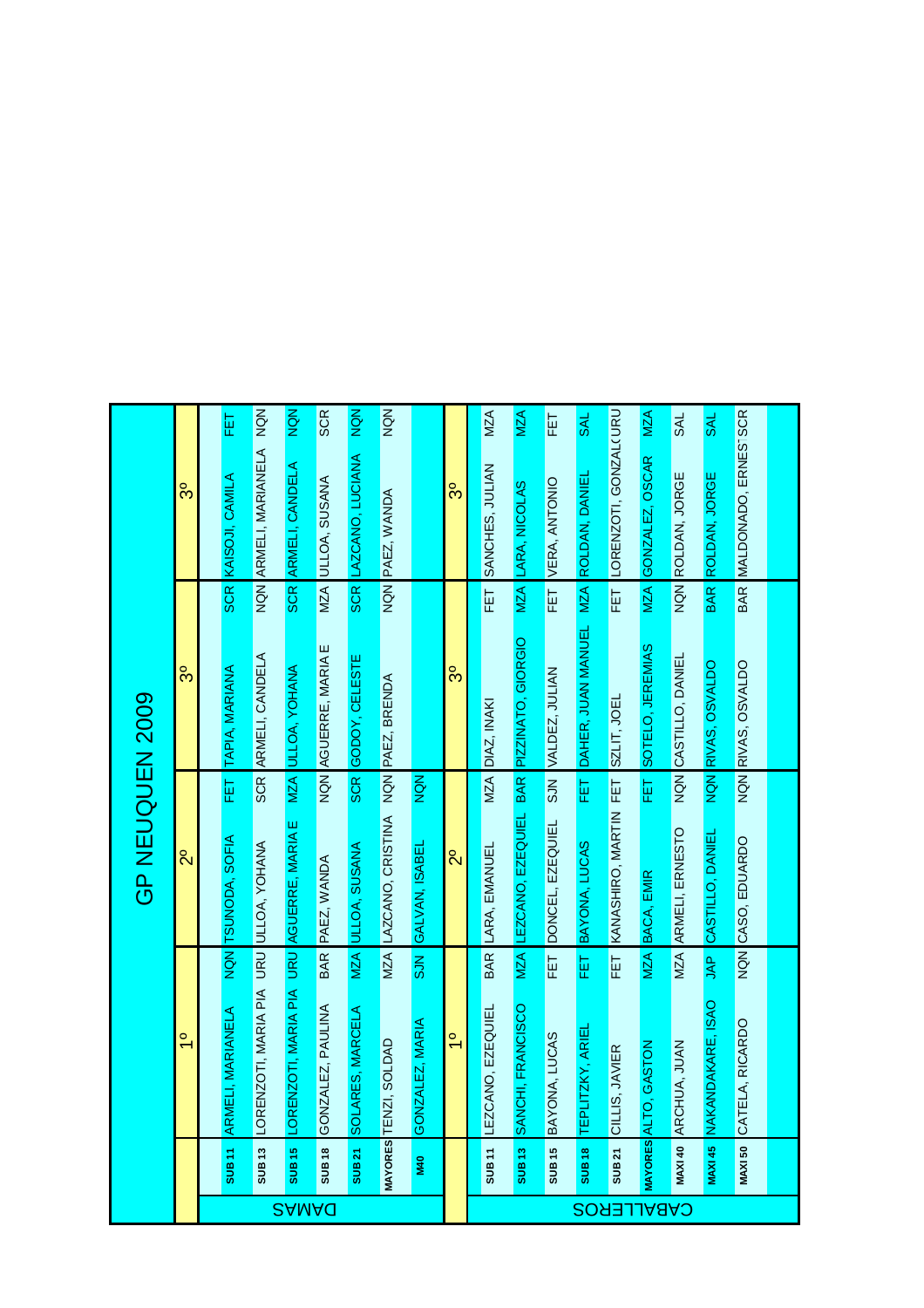# GP NEUQUEN 2009

## DAMAS

| | 1º | | 2º | | 3º | | 3º | |
|---|---|---|---|---|---|---|---|---|
| SUB 11 | ARMELI, MARIANELA | NQN | TSUNODA, SOFIA | FET | TAPIA, MARIANA | SCR | KAISOJI, CAMILA | FET |
| SUB 13 | LORENZOTI, MARIA PIA | URU | ULLOA, YOHANA | SCR | ARMELI, CANDELA | NQN | ARMELI, MARIANELA | NQN |
| SUB 15 | LORENZOTI, MARIA PIA | URU | AGUERRE, MARIA E | MZA | ULLOA, YOHANA | SCR | ARMELI, CANDELA | NQN |
| SUB 18 | GONZALEZ, PAULINA | BAR | PAEZ, WANDA | NQN | AGUERRE, MARIA E | MZA | ULLOA, SUSANA | SCR |
| SUB 21 | SOLARES, MARCELA | MZA | ULLOA, SUSANA | SCR | GODOY, CELESTE | SCR | LAZCANO, LUCIANA | NQN |
| MAYORES | TENZI, SOLDAD | MZA | LAZCANO, CRISTINA | NQN | PAEZ, BRENDA | NQN | PAEZ, WANDA | NQN |
| M40 | GONZALEZ, MARIA | SJN | GALVAN, ISABEL | NQN | | | | |

## CABALLEROS

| | 1º | | 2º | | 3º | | 3º | |
|---|---|---|---|---|---|---|---|---|
| SUB 11 | LEZCANO, EZEQUIEL | BAR | LARA, EMANUEL | MZA | DIAZ, INAKI | FET | SANCHES, JULIAN | MZA |
| SUB 13 | SANCHI, FRANCISCO | MZA | LEZCANO, EZEQUIEL | BAR | PIZZINATO, GIORGIO | MZA | LARA, NICOLAS | MZA |
| SUB 15 | BAYONA, LUCAS | FET | DONCEL, EZEQUIEL | SJN | VALDEZ, JULIAN | FET | VERA, ANTONIO | FET |
| SUB 18 | TEPLITZKY, ARIEL | FET | BAYONA, LUCAS | FET | DAHER, JUAN MANUEL | MZA | ROLDAN, DANIEL | SAL |
| SUB 21 | CILLIS, JAVIER | FET | KANASHIRO, MARTIN | FET | SZLIT, JOEL | FET | LORENZOTI, GONZAL( | URU |
| MAYORES | ALTO, GASTON | MZA | BACA, EMIR | FET | SOTELO, JEREMIAS | MZA | GONZALEZ, OSCAR | MZA |
| MAXI 40 | ARCHUA, JUAN | MZA | ARMELI, ERNESTO | NQN | CASTILLO, DANIEL | NQN | ROLDAN, JORGE | SAL |
| MAXI 45 | NAKANDAKARE, ISAO | JAP | CASTILLO, DANIEL | NQN | RIVAS, OSVALDO | BAR | ROLDAN, JORGE | SAL |
| MAXI 50 | CATELA, RICARDO | NQN | CASO, EDUARDO | NQN | RIVAS, OSVALDO | BAR | MALDONADO, ERNES | SCR |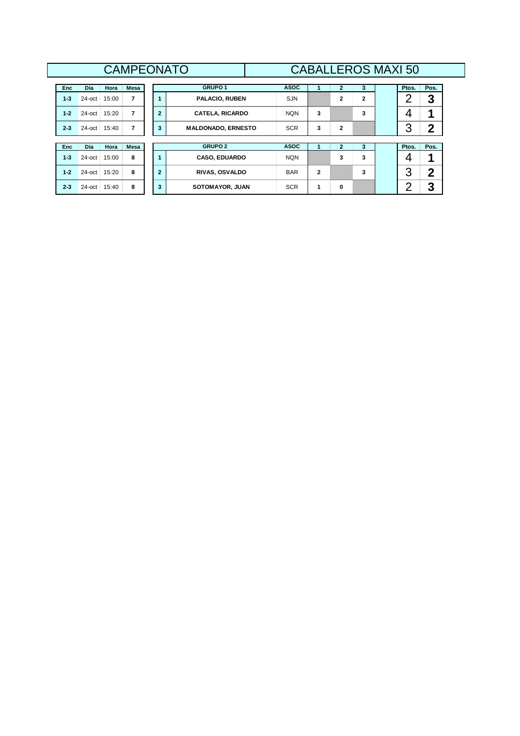# CAMPEONATO — CABALLEROS MAXI 50

| Enc | Día | Hora | Mesa |
|---|---|---|---|
| 1-3 | 24-oct | 15:00 | 7 |
| 1-2 | 24-oct | 15:20 | 7 |
| 2-3 | 24-oct | 15:40 | 7 |

| | GRUPO 1 | ASOC | 1 | 2 | 3 | | Ptos. | Pos. |
|---|---|---|---|---|---|---|---|---|
| 1 | PALACIO, RUBEN | SJN | | 2 | 2 | | 2 | 3 |
| 2 | CATELA, RICARDO | NQN | 3 | | 3 | | 4 | 1 |
| 3 | MALDONADO, ERNESTO | SCR | 3 | 2 | | | 3 | 2 |

| Enc | Día | Hora | Mesa |
|---|---|---|---|
| 1-3 | 24-oct | 15:00 | 8 |
| 1-2 | 24-oct | 15:20 | 8 |
| 2-3 | 24-oct | 15:40 | 8 |

| | GRUPO 2 | ASOC | 1 | 2 | 3 | | Ptos. | Pos. |
|---|---|---|---|---|---|---|---|---|
| 1 | CASO, EDUARDO | NQN | | 3 | 3 | | 4 | 1 |
| 2 | RIVAS, OSVALDO | BAR | 2 | | 3 | | 3 | 2 |
| 3 | SOTOMAYOR, JUAN | SCR | 1 | 0 | | | 2 | 3 |